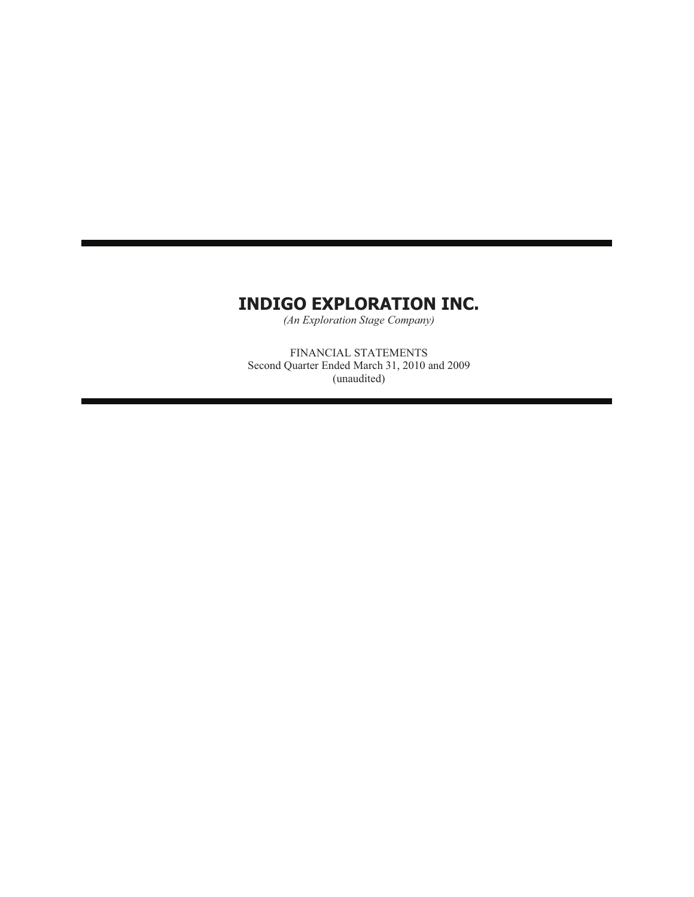# INDIGO EXPLORATION INC.

*(An Exploration Stage Company)*

FINANCIAL STATEMENTS
Second Quarter Ended March 31, 2010 and 2009
(unaudited)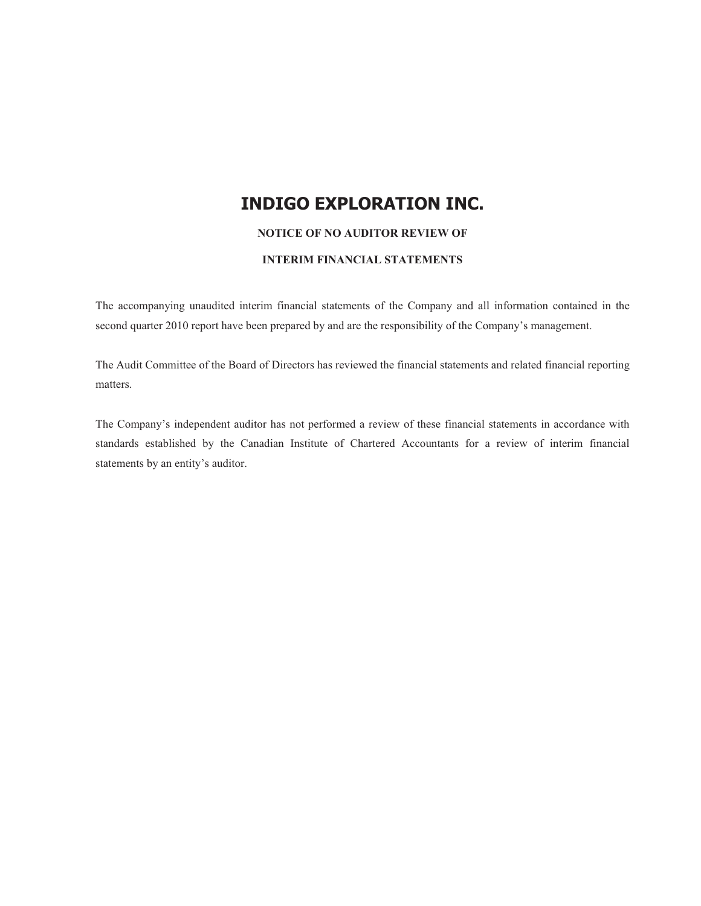# INDIGO EXPLORATION INC.

**NOTICE OF NO AUDITOR REVIEW OF**

**INTERIM FINANCIAL STATEMENTS**

The accompanying unaudited interim financial statements of the Company and all information contained in the second quarter 2010 report have been prepared by and are the responsibility of the Company's management.

The Audit Committee of the Board of Directors has reviewed the financial statements and related financial reporting matters.

The Company's independent auditor has not performed a review of these financial statements in accordance with standards established by the Canadian Institute of Chartered Accountants for a review of interim financial statements by an entity's auditor.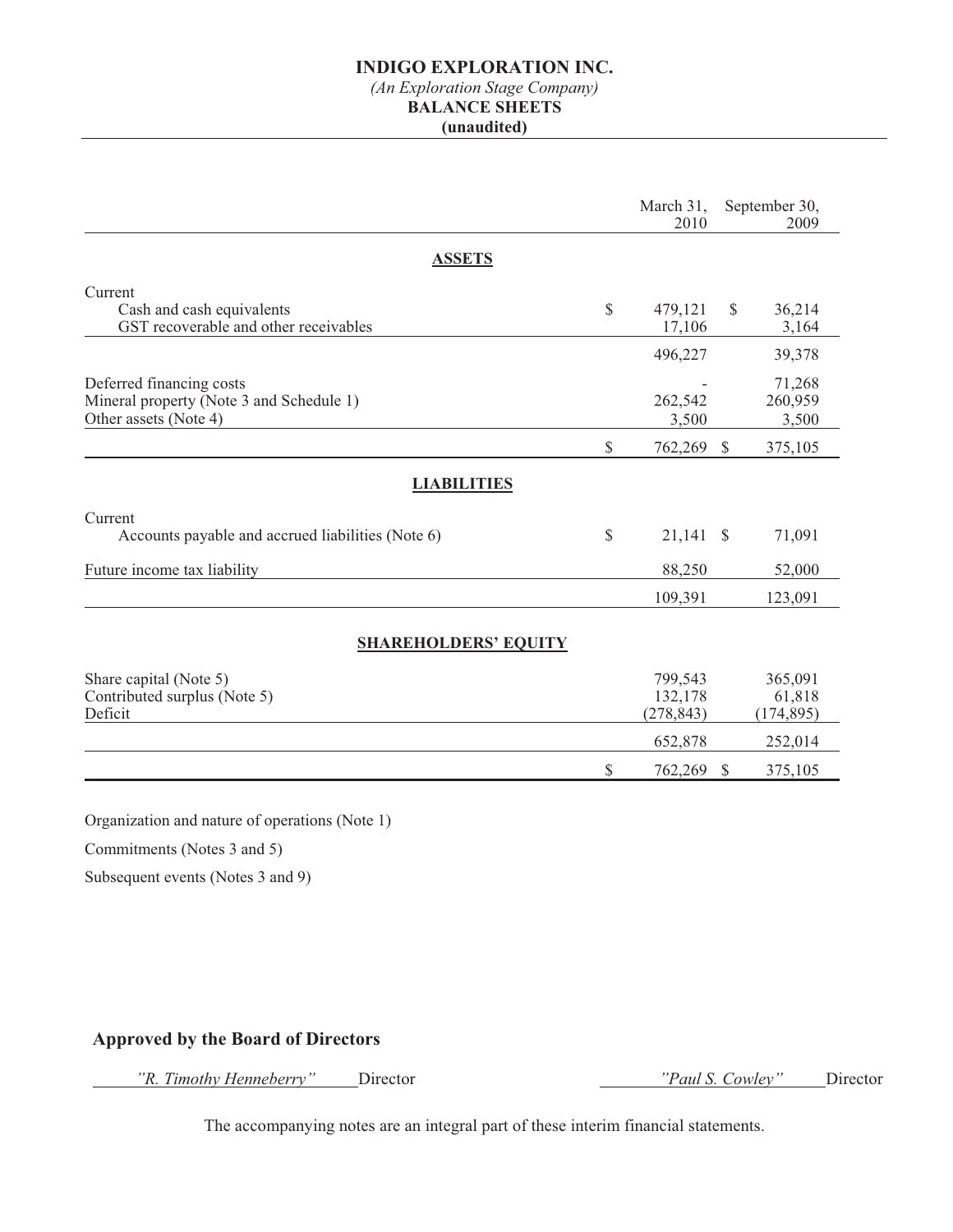# INDIGO EXPLORATION INC.

*(An Exploration Stage Company)*

**BALANCE SHEETS**

**(unaudited)**

| | | March 31, 2010 | | September 30, 2009 |
|---|---|---|---|---|
| **ASSETS** | | | | |
| Current | | | | |
| Cash and cash equivalents | $ | 479,121 | $ | 36,214 |
| GST recoverable and other receivables | | 17,106 | | 3,164 |
| | | 496,227 | | 39,378 |
| Deferred financing costs | | - | | 71,268 |
| Mineral property (Note 3 and Schedule 1) | | 262,542 | | 260,959 |
| Other assets (Note 4) | | 3,500 | | 3,500 |
| | $ | 762,269 | $ | 375,105 |
| **LIABILITIES** | | | | |
| Current | | | | |
| Accounts payable and accrued liabilities (Note 6) | $ | 21,141 | $ | 71,091 |
| Future income tax liability | | 88,250 | | 52,000 |
| | | 109,391 | | 123,091 |
| **SHAREHOLDERS' EQUITY** | | | | |
| Share capital (Note 5) | | 799,543 | | 365,091 |
| Contributed surplus (Note 5) | | 132,178 | | 61,818 |
| Deficit | | (278,843) | | (174,895) |
| | | 652,878 | | 252,014 |
| | $ | 762,269 | $ | 375,105 |

Organization and nature of operations (Note 1)

Commitments (Notes 3 and 5)

Subsequent events (Notes 3 and 9)

**Approved by the Board of Directors**

*"R. Timothy Henneberry"* Director

*"Paul S. Cowley"* Director

The accompanying notes are an integral part of these interim financial statements.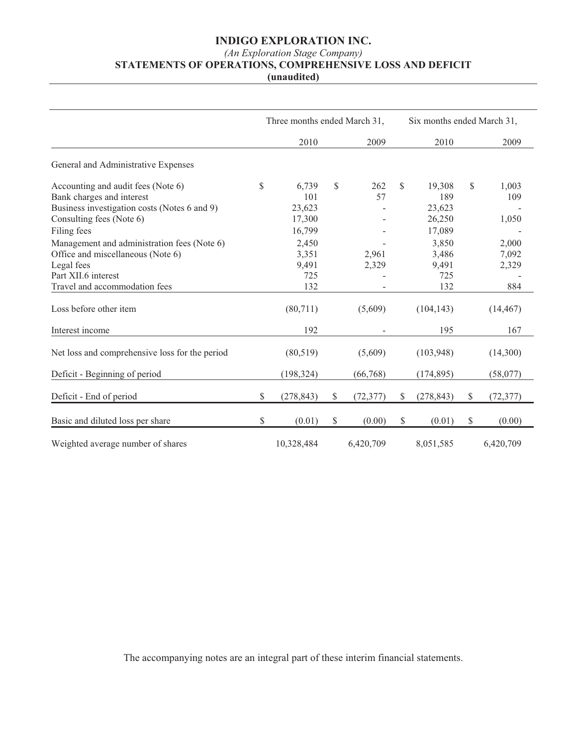# INDIGO EXPLORATION INC.

*(An Exploration Stage Company)*

## STATEMENTS OF OPERATIONS, COMPREHENSIVE LOSS AND DEFICIT

**(unaudited)**

| | Three months ended March 31, | | Six months ended March 31, | |
|---|---|---|---|---|
| | 2010 | 2009 | 2010 | 2009 |
| General and Administrative Expenses | | | | |
| Accounting and audit fees (Note 6) | $ 6,739 | $ 262 | $ 19,308 | $ 1,003 |
| Bank charges and interest | 101 | 57 | 189 | 109 |
| Business investigation costs (Notes 6 and 9) | 23,623 | - | 23,623 | - |
| Consulting fees (Note 6) | 17,300 | - | 26,250 | 1,050 |
| Filing fees | 16,799 | - | 17,089 | - |
| Management and administration fees (Note 6) | 2,450 | - | 3,850 | 2,000 |
| Office and miscellaneous (Note 6) | 3,351 | 2,961 | 3,486 | 7,092 |
| Legal fees | 9,491 | 2,329 | 9,491 | 2,329 |
| Part XII.6 interest | 725 | - | 725 | - |
| Travel and accommodation fees | 132 | - | 132 | 884 |
| Loss before other item | (80,711) | (5,609) | (104,143) | (14,467) |
| Interest income | 192 | - | 195 | 167 |
| Net loss and comprehensive loss for the period | (80,519) | (5,609) | (103,948) | (14,300) |
| Deficit - Beginning of period | (198,324) | (66,768) | (174,895) | (58,077) |
| Deficit - End of period | $ (278,843) | $ (72,377) | $ (278,843) | $ (72,377) |
| Basic and diluted loss per share | $ (0.01) | $ (0.00) | $ (0.01) | $ (0.00) |
| Weighted average number of shares | 10,328,484 | 6,420,709 | 8,051,585 | 6,420,709 |

The accompanying notes are an integral part of these interim financial statements.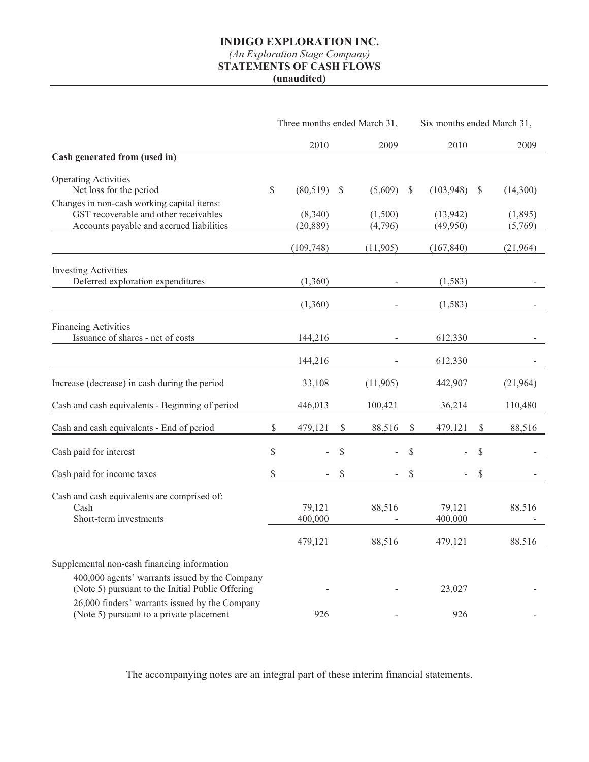# INDIGO EXPLORATION INC.

*(An Exploration Stage Company)*

**STATEMENTS OF CASH FLOWS**

**(unaudited)**

| | Three months ended March 31, | | Six months ended March 31, | |
|---|---|---|---|---|
| | 2010 | 2009 | 2010 | 2009 |
| **Cash generated from (used in)** | | | | |
| Operating Activities | | | | |
| Net loss for the period | $ (80,519) | $ (5,609) | $ (103,948) | $ (14,300) |
| Changes in non-cash working capital items: | | | | |
| GST recoverable and other receivables | (8,340) | (1,500) | (13,942) | (1,895) |
| Accounts payable and accrued liabilities | (20,889) | (4,796) | (49,950) | (5,769) |
| | (109,748) | (11,905) | (167,840) | (21,964) |
| Investing Activities | | | | |
| Deferred exploration expenditures | (1,360) | - | (1,583) | - |
| | (1,360) | - | (1,583) | - |
| Financing Activities | | | | |
| Issuance of shares - net of costs | 144,216 | - | 612,330 | - |
| | 144,216 | - | 612,330 | - |
| Increase (decrease) in cash during the period | 33,108 | (11,905) | 442,907 | (21,964) |
| Cash and cash equivalents - Beginning of period | 446,013 | 100,421 | 36,214 | 110,480 |
| Cash and cash equivalents - End of period | $ 479,121 | $ 88,516 | $ 479,121 | $ 88,516 |
| Cash paid for interest | $ - | $ - | $ - | $ - |
| Cash paid for income taxes | $ - | $ - | $ - | $ - |
| Cash and cash equivalents are comprised of: | | | | |
| Cash | 79,121 | 88,516 | 79,121 | 88,516 |
| Short-term investments | 400,000 | - | 400,000 | - |
| | 479,121 | 88,516 | 479,121 | 88,516 |
| Supplemental non-cash financing information | | | | |
| 400,000 agents' warrants issued by the Company (Note 5) pursuant to the Initial Public Offering | - | - | 23,027 | - |
| 26,000 finders' warrants issued by the Company (Note 5) pursuant to a private placement | 926 | - | 926 | - |

The accompanying notes are an integral part of these interim financial statements.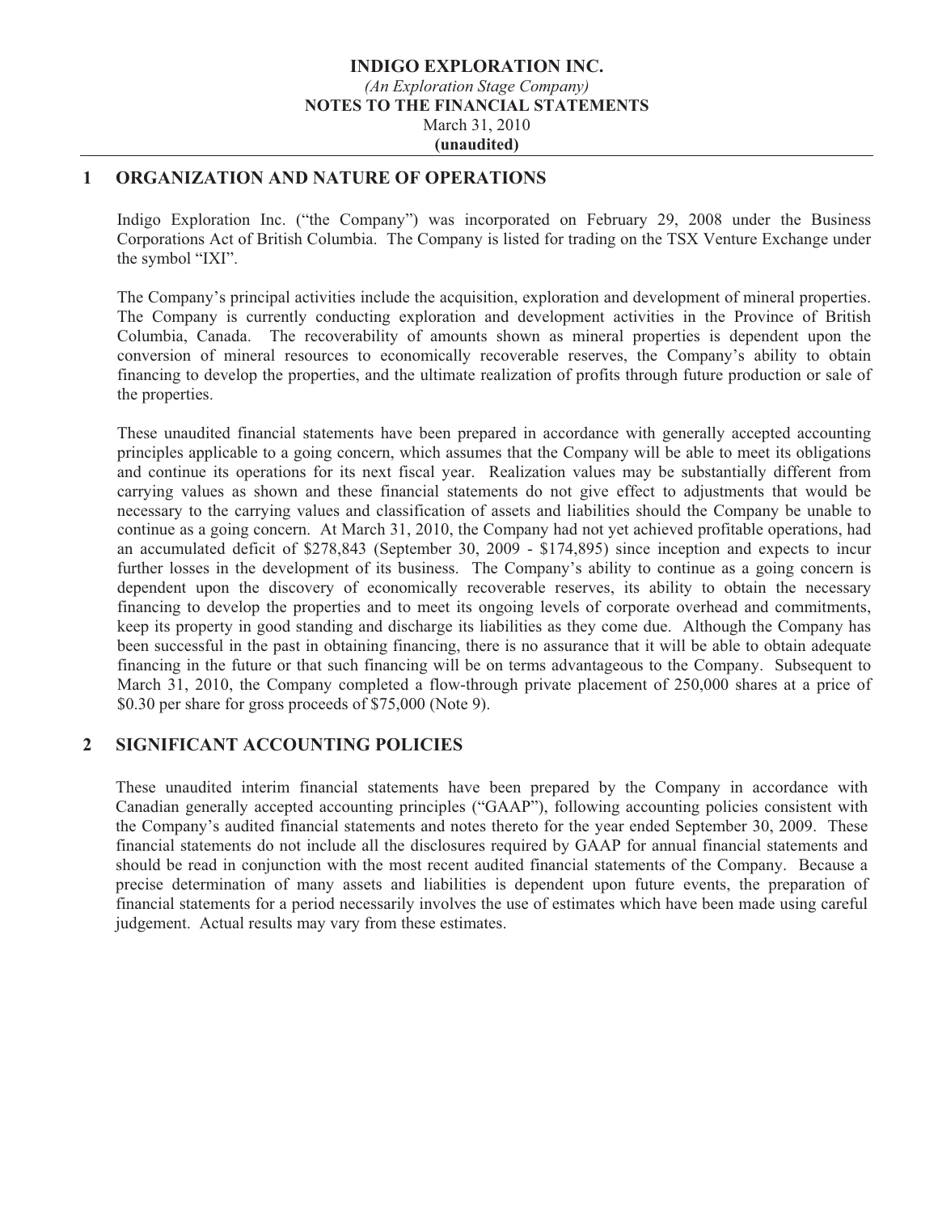**INDIGO EXPLORATION INC.**
*(An Exploration Stage Company)*
**NOTES TO THE FINANCIAL STATEMENTS**
March 31, 2010
**(unaudited)**

## 1 ORGANIZATION AND NATURE OF OPERATIONS

Indigo Exploration Inc. ("the Company") was incorporated on February 29, 2008 under the Business Corporations Act of British Columbia. The Company is listed for trading on the TSX Venture Exchange under the symbol "IXI".

The Company's principal activities include the acquisition, exploration and development of mineral properties. The Company is currently conducting exploration and development activities in the Province of British Columbia, Canada. The recoverability of amounts shown as mineral properties is dependent upon the conversion of mineral resources to economically recoverable reserves, the Company's ability to obtain financing to develop the properties, and the ultimate realization of profits through future production or sale of the properties.

These unaudited financial statements have been prepared in accordance with generally accepted accounting principles applicable to a going concern, which assumes that the Company will be able to meet its obligations and continue its operations for its next fiscal year. Realization values may be substantially different from carrying values as shown and these financial statements do not give effect to adjustments that would be necessary to the carrying values and classification of assets and liabilities should the Company be unable to continue as a going concern. At March 31, 2010, the Company had not yet achieved profitable operations, had an accumulated deficit of $278,843 (September 30, 2009 - $174,895) since inception and expects to incur further losses in the development of its business. The Company's ability to continue as a going concern is dependent upon the discovery of economically recoverable reserves, its ability to obtain the necessary financing to develop the properties and to meet its ongoing levels of corporate overhead and commitments, keep its property in good standing and discharge its liabilities as they come due. Although the Company has been successful in the past in obtaining financing, there is no assurance that it will be able to obtain adequate financing in the future or that such financing will be on terms advantageous to the Company. Subsequent to March 31, 2010, the Company completed a flow-through private placement of 250,000 shares at a price of $0.30 per share for gross proceeds of $75,000 (Note 9).

## 2 SIGNIFICANT ACCOUNTING POLICIES

These unaudited interim financial statements have been prepared by the Company in accordance with Canadian generally accepted accounting principles ("GAAP"), following accounting policies consistent with the Company's audited financial statements and notes thereto for the year ended September 30, 2009. These financial statements do not include all the disclosures required by GAAP for annual financial statements and should be read in conjunction with the most recent audited financial statements of the Company. Because a precise determination of many assets and liabilities is dependent upon future events, the preparation of financial statements for a period necessarily involves the use of estimates which have been made using careful judgement. Actual results may vary from these estimates.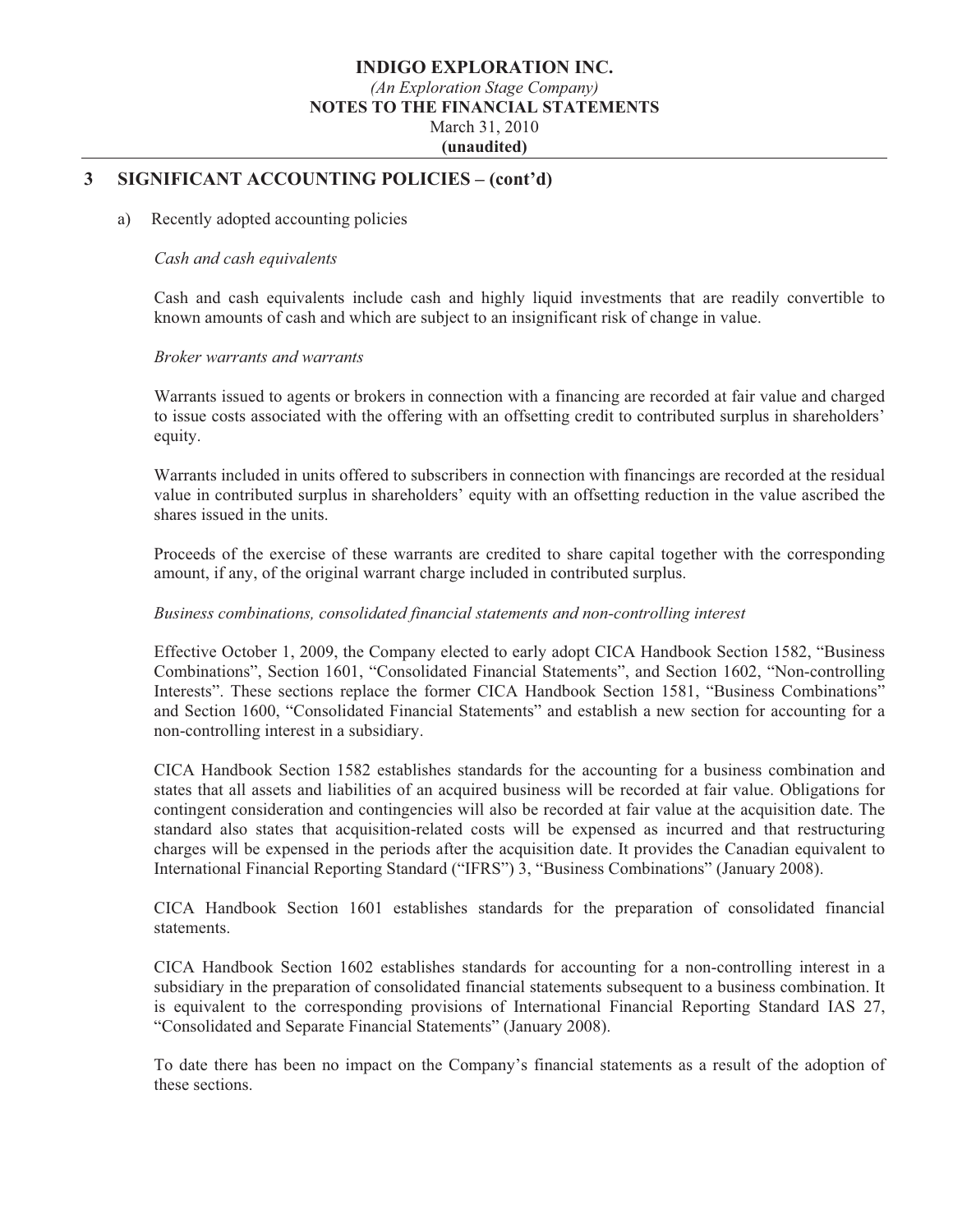## 3 SIGNIFICANT ACCOUNTING POLICIES – (cont'd)

a) Recently adopted accounting policies

*Cash and cash equivalents*

Cash and cash equivalents include cash and highly liquid investments that are readily convertible to known amounts of cash and which are subject to an insignificant risk of change in value.

*Broker warrants and warrants*

Warrants issued to agents or brokers in connection with a financing are recorded at fair value and charged to issue costs associated with the offering with an offsetting credit to contributed surplus in shareholders' equity.

Warrants included in units offered to subscribers in connection with financings are recorded at the residual value in contributed surplus in shareholders' equity with an offsetting reduction in the value ascribed the shares issued in the units.

Proceeds of the exercise of these warrants are credited to share capital together with the corresponding amount, if any, of the original warrant charge included in contributed surplus.

*Business combinations, consolidated financial statements and non-controlling interest*

Effective October 1, 2009, the Company elected to early adopt CICA Handbook Section 1582, "Business Combinations", Section 1601, "Consolidated Financial Statements", and Section 1602, "Non-controlling Interests". These sections replace the former CICA Handbook Section 1581, "Business Combinations" and Section 1600, "Consolidated Financial Statements" and establish a new section for accounting for a non-controlling interest in a subsidiary.

CICA Handbook Section 1582 establishes standards for the accounting for a business combination and states that all assets and liabilities of an acquired business will be recorded at fair value. Obligations for contingent consideration and contingencies will also be recorded at fair value at the acquisition date. The standard also states that acquisition-related costs will be expensed as incurred and that restructuring charges will be expensed in the periods after the acquisition date. It provides the Canadian equivalent to International Financial Reporting Standard ("IFRS") 3, "Business Combinations" (January 2008).

CICA Handbook Section 1601 establishes standards for the preparation of consolidated financial statements.

CICA Handbook Section 1602 establishes standards for accounting for a non-controlling interest in a subsidiary in the preparation of consolidated financial statements subsequent to a business combination. It is equivalent to the corresponding provisions of International Financial Reporting Standard IAS 27, "Consolidated and Separate Financial Statements" (January 2008).

To date there has been no impact on the Company's financial statements as a result of the adoption of these sections.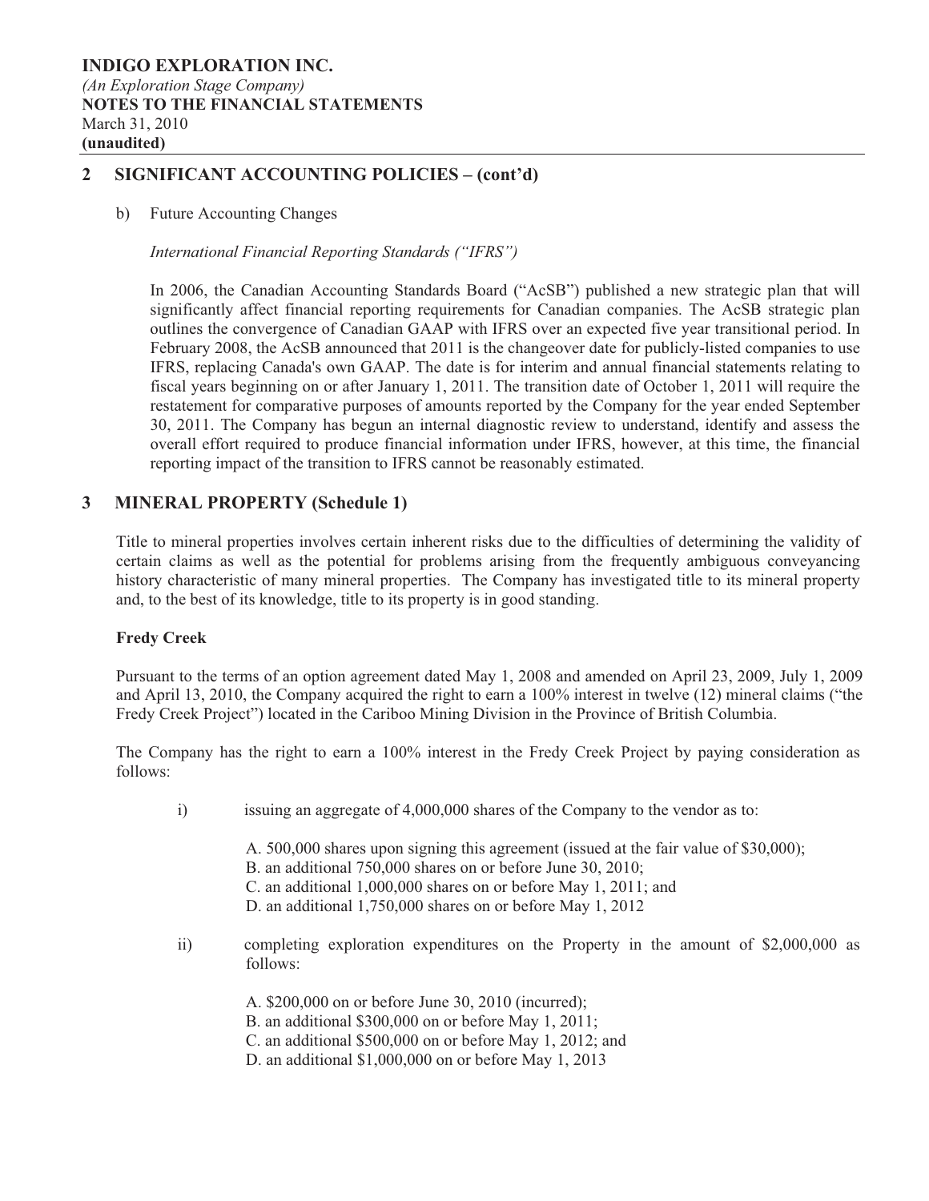**INDIGO EXPLORATION INC.**
*(An Exploration Stage Company)*
**NOTES TO THE FINANCIAL STATEMENTS**
March 31, 2010
**(unaudited)**

## 2 SIGNIFICANT ACCOUNTING POLICIES – (cont'd)

b) Future Accounting Changes

*International Financial Reporting Standards ("IFRS")*

In 2006, the Canadian Accounting Standards Board ("AcSB") published a new strategic plan that will significantly affect financial reporting requirements for Canadian companies. The AcSB strategic plan outlines the convergence of Canadian GAAP with IFRS over an expected five year transitional period. In February 2008, the AcSB announced that 2011 is the changeover date for publicly-listed companies to use IFRS, replacing Canada's own GAAP. The date is for interim and annual financial statements relating to fiscal years beginning on or after January 1, 2011. The transition date of October 1, 2011 will require the restatement for comparative purposes of amounts reported by the Company for the year ended September 30, 2011. The Company has begun an internal diagnostic review to understand, identify and assess the overall effort required to produce financial information under IFRS, however, at this time, the financial reporting impact of the transition to IFRS cannot be reasonably estimated.

## 3 MINERAL PROPERTY (Schedule 1)

Title to mineral properties involves certain inherent risks due to the difficulties of determining the validity of certain claims as well as the potential for problems arising from the frequently ambiguous conveyancing history characteristic of many mineral properties. The Company has investigated title to its mineral property and, to the best of its knowledge, title to its property is in good standing.

**Fredy Creek**

Pursuant to the terms of an option agreement dated May 1, 2008 and amended on April 23, 2009, July 1, 2009 and April 13, 2010, the Company acquired the right to earn a 100% interest in twelve (12) mineral claims ("the Fredy Creek Project") located in the Cariboo Mining Division in the Province of British Columbia.

The Company has the right to earn a 100% interest in the Fredy Creek Project by paying consideration as follows:

i) issuing an aggregate of 4,000,000 shares of the Company to the vendor as to:

A. 500,000 shares upon signing this agreement (issued at the fair value of $30,000);
B. an additional 750,000 shares on or before June 30, 2010;
C. an additional 1,000,000 shares on or before May 1, 2011; and
D. an additional 1,750,000 shares on or before May 1, 2012

ii) completing exploration expenditures on the Property in the amount of $2,000,000 as follows:

A. $200,000 on or before June 30, 2010 (incurred);
B. an additional $300,000 on or before May 1, 2011;
C. an additional $500,000 on or before May 1, 2012; and
D. an additional $1,000,000 on or before May 1, 2013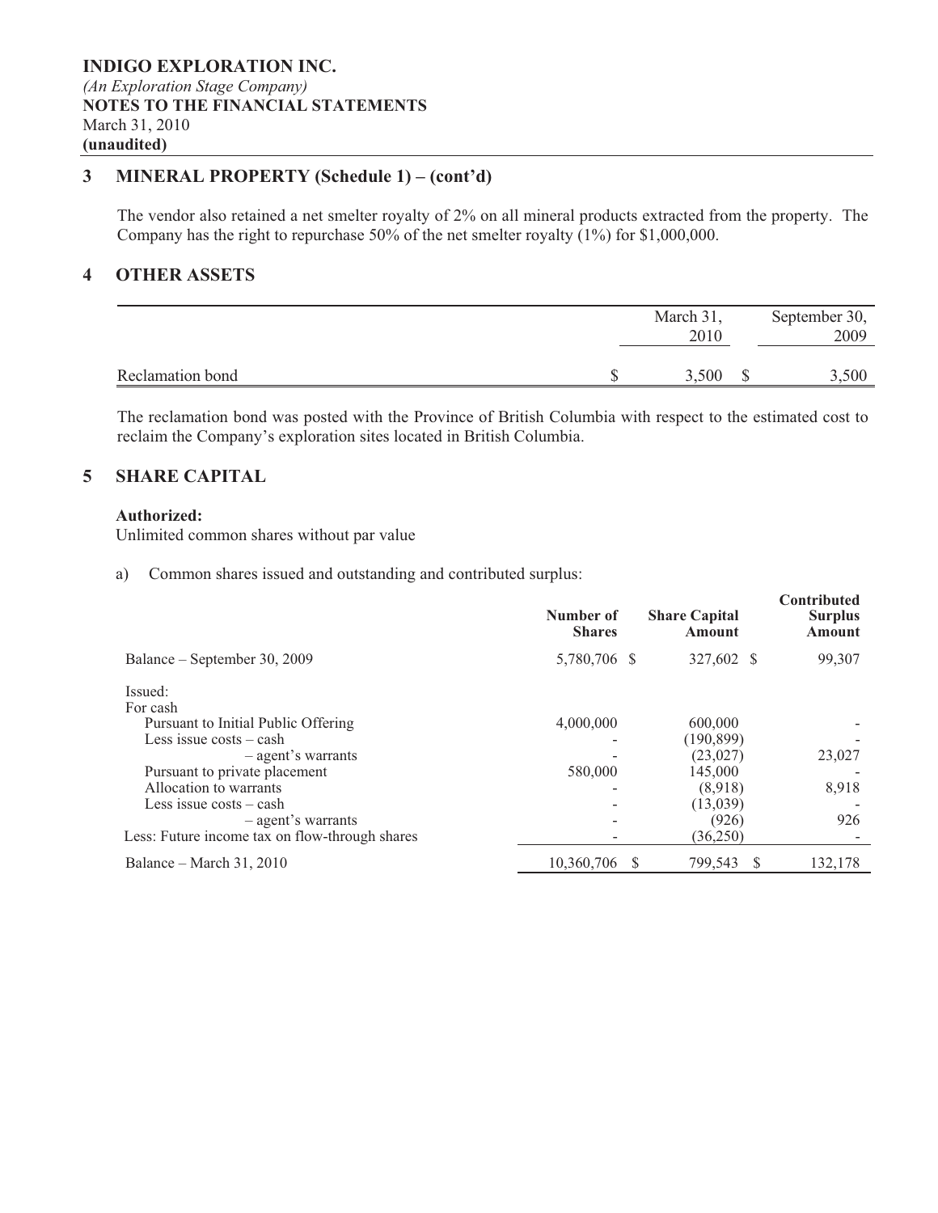**INDIGO EXPLORATION INC.**
*(An Exploration Stage Company)*
**NOTES TO THE FINANCIAL STATEMENTS**
March 31, 2010
**(unaudited)**

## 3 MINERAL PROPERTY (Schedule 1) – (cont'd)

The vendor also retained a net smelter royalty of 2% on all mineral products extracted from the property. The Company has the right to repurchase 50% of the net smelter royalty (1%) for $1,000,000.

## 4 OTHER ASSETS

| | March 31, 2010 | September 30, 2009 |
|---|---|---|
| Reclamation bond | $ 3,500 | $ 3,500 |

The reclamation bond was posted with the Province of British Columbia with respect to the estimated cost to reclaim the Company's exploration sites located in British Columbia.

## 5 SHARE CAPITAL

**Authorized:**
Unlimited common shares without par value

a) Common shares issued and outstanding and contributed surplus:

| | Number of Shares | Share Capital Amount | Contributed Surplus Amount |
|---|---|---|---|
| Balance – September 30, 2009 | 5,780,706 | $ 327,602 | $ 99,307 |
| Issued: | | | |
| For cash | | | |
| Pursuant to Initial Public Offering | 4,000,000 | 600,000 | - |
| Less issue costs – cash | - | (190,899) | - |
| – agent's warrants | - | (23,027) | 23,027 |
| Pursuant to private placement | 580,000 | 145,000 | - |
| Allocation to warrants | - | (8,918) | 8,918 |
| Less issue costs – cash | - | (13,039) | - |
| – agent's warrants | - | (926) | 926 |
| Less: Future income tax on flow-through shares | - | (36,250) | - |
| Balance – March 31, 2010 | 10,360,706 | $ 799,543 | $ 132,178 |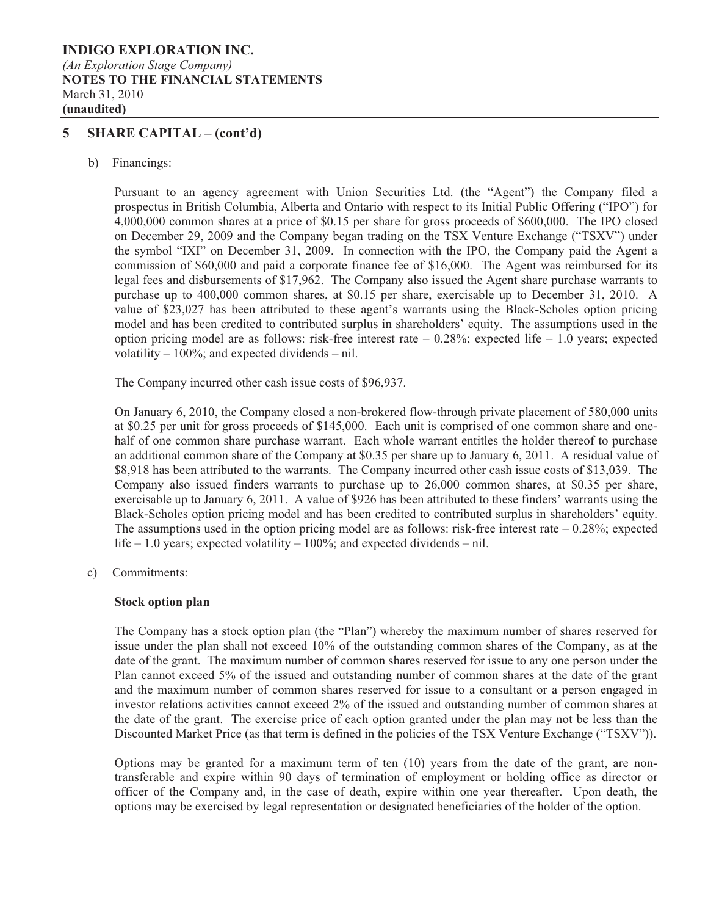# 5 SHARE CAPITAL – (cont'd)

b) Financings:

Pursuant to an agency agreement with Union Securities Ltd. (the "Agent") the Company filed a prospectus in British Columbia, Alberta and Ontario with respect to its Initial Public Offering ("IPO") for 4,000,000 common shares at a price of $0.15 per share for gross proceeds of $600,000. The IPO closed on December 29, 2009 and the Company began trading on the TSX Venture Exchange ("TSXV") under the symbol "IXI" on December 31, 2009. In connection with the IPO, the Company paid the Agent a commission of $60,000 and paid a corporate finance fee of $16,000. The Agent was reimbursed for its legal fees and disbursements of $17,962. The Company also issued the Agent share purchase warrants to purchase up to 400,000 common shares, at $0.15 per share, exercisable up to December 31, 2010. A value of $23,027 has been attributed to these agent's warrants using the Black-Scholes option pricing model and has been credited to contributed surplus in shareholders' equity. The assumptions used in the option pricing model are as follows: risk-free interest rate – 0.28%; expected life – 1.0 years; expected volatility – 100%; and expected dividends – nil.

The Company incurred other cash issue costs of $96,937.

On January 6, 2010, the Company closed a non-brokered flow-through private placement of 580,000 units at $0.25 per unit for gross proceeds of $145,000. Each unit is comprised of one common share and one-half of one common share purchase warrant. Each whole warrant entitles the holder thereof to purchase an additional common share of the Company at $0.35 per share up to January 6, 2011. A residual value of $8,918 has been attributed to the warrants. The Company incurred other cash issue costs of $13,039. The Company also issued finders warrants to purchase up to 26,000 common shares, at $0.35 per share, exercisable up to January 6, 2011. A value of $926 has been attributed to these finders' warrants using the Black-Scholes option pricing model and has been credited to contributed surplus in shareholders' equity. The assumptions used in the option pricing model are as follows: risk-free interest rate – 0.28%; expected life – 1.0 years; expected volatility – 100%; and expected dividends – nil.

c) Commitments:

**Stock option plan**

The Company has a stock option plan (the "Plan") whereby the maximum number of shares reserved for issue under the plan shall not exceed 10% of the outstanding common shares of the Company, as at the date of the grant. The maximum number of common shares reserved for issue to any one person under the Plan cannot exceed 5% of the issued and outstanding number of common shares at the date of the grant and the maximum number of common shares reserved for issue to a consultant or a person engaged in investor relations activities cannot exceed 2% of the issued and outstanding number of common shares at the date of the grant. The exercise price of each option granted under the plan may not be less than the Discounted Market Price (as that term is defined in the policies of the TSX Venture Exchange ("TSXV")).

Options may be granted for a maximum term of ten (10) years from the date of the grant, are non-transferable and expire within 90 days of termination of employment or holding office as director or officer of the Company and, in the case of death, expire within one year thereafter. Upon death, the options may be exercised by legal representation or designated beneficiaries of the holder of the option.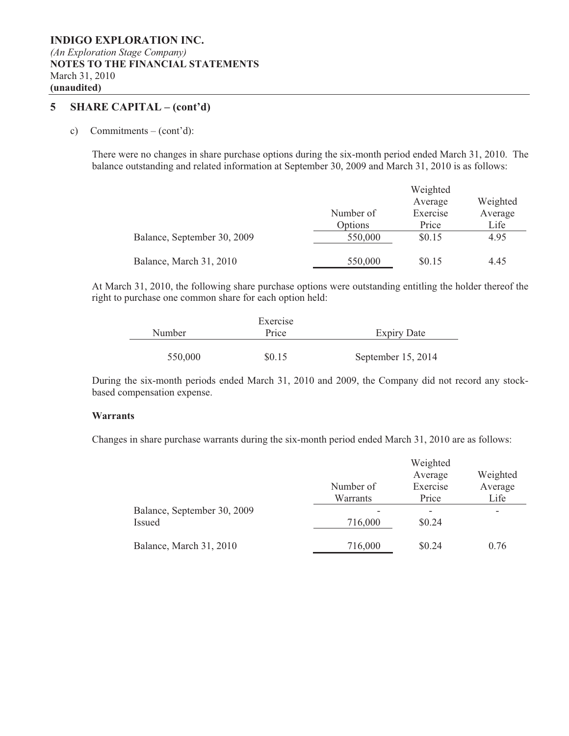**INDIGO EXPLORATION INC.**
*(An Exploration Stage Company)*
**NOTES TO THE FINANCIAL STATEMENTS**
March 31, 2010
**(unaudited)**

## 5 SHARE CAPITAL – (cont'd)

c) Commitments – (cont'd):

There were no changes in share purchase options during the six-month period ended March 31, 2010. The balance outstanding and related information at September 30, 2009 and March 31, 2010 is as follows:

| | Number of Options | Weighted Average Exercise Price | Weighted Average Life |
|---|---|---|---|
| Balance, September 30, 2009 | 550,000 | $0.15 | 4.95 |
| Balance, March 31, 2010 | 550,000 | $0.15 | 4.45 |

At March 31, 2010, the following share purchase options were outstanding entitling the holder thereof the right to purchase one common share for each option held:

| Number | Exercise Price | Expiry Date |
|---|---|---|
| 550,000 | $0.15 | September 15, 2014 |

During the six-month periods ended March 31, 2010 and 2009, the Company did not record any stock-based compensation expense.

**Warrants**

Changes in share purchase warrants during the six-month period ended March 31, 2010 are as follows:

| | Number of Warrants | Weighted Average Exercise Price | Weighted Average Life |
|---|---|---|---|
| Balance, September 30, 2009 | - | - | - |
| Issued | 716,000 | $0.24 | |
| Balance, March 31, 2010 | 716,000 | $0.24 | 0.76 |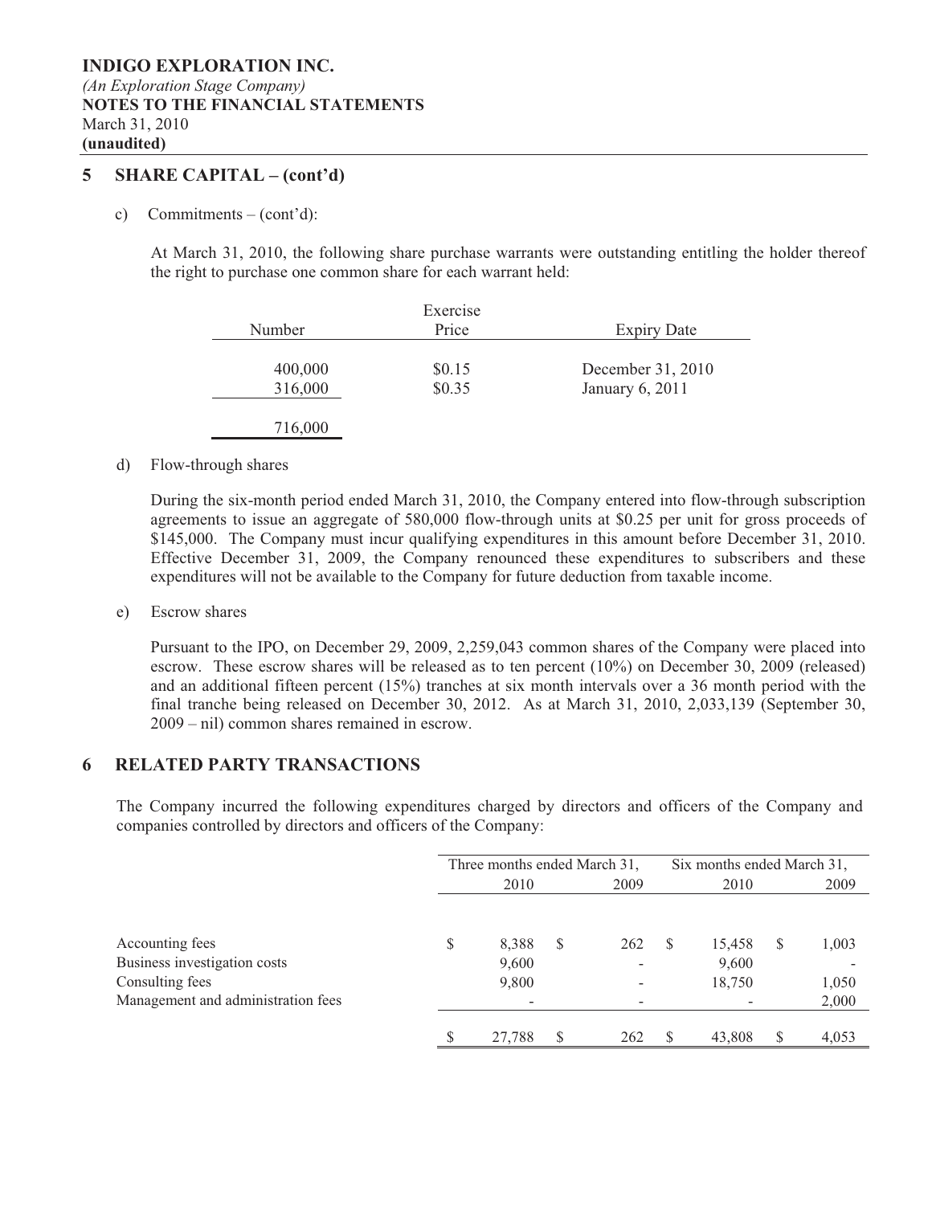**INDIGO EXPLORATION INC.**
*(An Exploration Stage Company)*
**NOTES TO THE FINANCIAL STATEMENTS**
March 31, 2010
**(unaudited)**

## 5 SHARE CAPITAL – (cont'd)

c) Commitments – (cont'd):

At March 31, 2010, the following share purchase warrants were outstanding entitling the holder thereof the right to purchase one common share for each warrant held:

| Number | Exercise Price | Expiry Date |
|---|---|---|
| 400,000 | $0.15 | December 31, 2010 |
| 316,000 | $0.35 | January 6, 2011 |
| 716,000 | | |

d) Flow-through shares

During the six-month period ended March 31, 2010, the Company entered into flow-through subscription agreements to issue an aggregate of 580,000 flow-through units at $0.25 per unit for gross proceeds of $145,000. The Company must incur qualifying expenditures in this amount before December 31, 2010. Effective December 31, 2009, the Company renounced these expenditures to subscribers and these expenditures will not be available to the Company for future deduction from taxable income.

e) Escrow shares

Pursuant to the IPO, on December 29, 2009, 2,259,043 common shares of the Company were placed into escrow. These escrow shares will be released as to ten percent (10%) on December 30, 2009 (released) and an additional fifteen percent (15%) tranches at six month intervals over a 36 month period with the final tranche being released on December 30, 2012. As at March 31, 2010, 2,033,139 (September 30, 2009 – nil) common shares remained in escrow.

## 6 RELATED PARTY TRANSACTIONS

The Company incurred the following expenditures charged by directors and officers of the Company and companies controlled by directors and officers of the Company:

| | Three months ended March 31, 2010 | Three months ended March 31, 2009 | Six months ended March 31, 2010 | Six months ended March 31, 2009 |
|---|---|---|---|---|
| Accounting fees | $ 8,388 | $ 262 | $ 15,458 | $ 1,003 |
| Business investigation costs | 9,600 | - | 9,600 | - |
| Consulting fees | 9,800 | - | 18,750 | 1,050 |
| Management and administration fees | - | - | - | 2,000 |
| | $ 27,788 | $ 262 | $ 43,808 | $ 4,053 |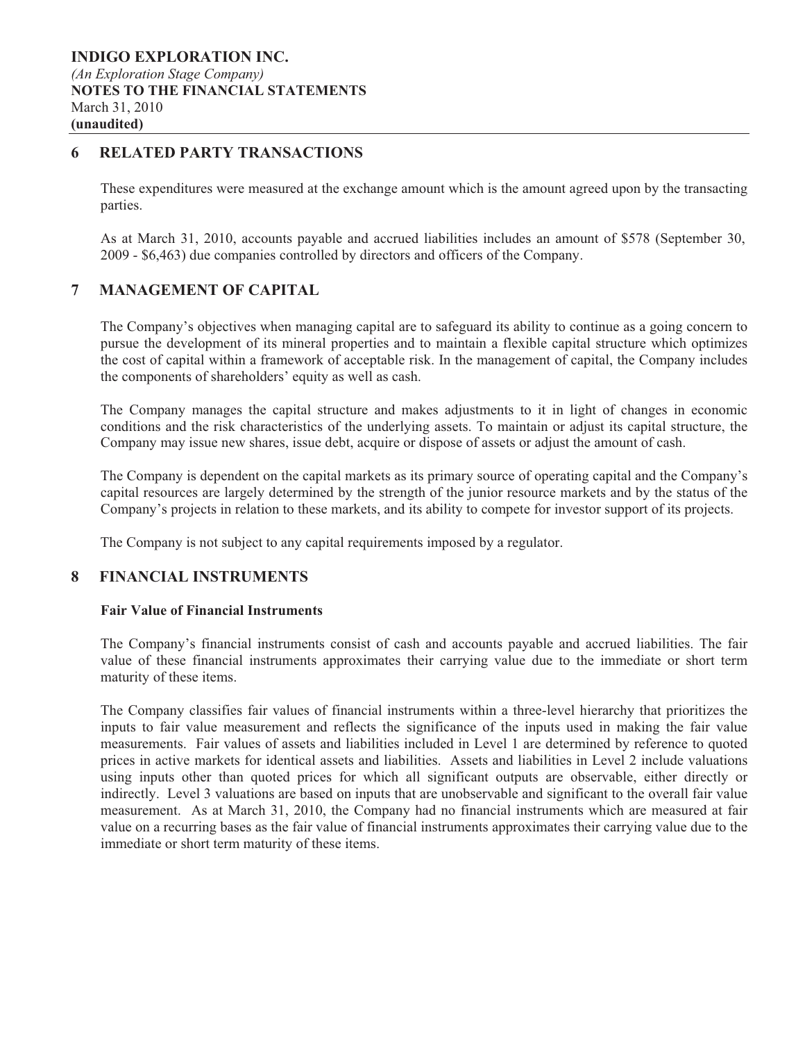## 6 RELATED PARTY TRANSACTIONS

These expenditures were measured at the exchange amount which is the amount agreed upon by the transacting parties.

As at March 31, 2010, accounts payable and accrued liabilities includes an amount of $578 (September 30, 2009 - $6,463) due companies controlled by directors and officers of the Company.

## 7 MANAGEMENT OF CAPITAL

The Company's objectives when managing capital are to safeguard its ability to continue as a going concern to pursue the development of its mineral properties and to maintain a flexible capital structure which optimizes the cost of capital within a framework of acceptable risk. In the management of capital, the Company includes the components of shareholders' equity as well as cash.

The Company manages the capital structure and makes adjustments to it in light of changes in economic conditions and the risk characteristics of the underlying assets. To maintain or adjust its capital structure, the Company may issue new shares, issue debt, acquire or dispose of assets or adjust the amount of cash.

The Company is dependent on the capital markets as its primary source of operating capital and the Company's capital resources are largely determined by the strength of the junior resource markets and by the status of the Company's projects in relation to these markets, and its ability to compete for investor support of its projects.

The Company is not subject to any capital requirements imposed by a regulator.

## 8 FINANCIAL INSTRUMENTS

**Fair Value of Financial Instruments**

The Company's financial instruments consist of cash and accounts payable and accrued liabilities. The fair value of these financial instruments approximates their carrying value due to the immediate or short term maturity of these items.

The Company classifies fair values of financial instruments within a three-level hierarchy that prioritizes the inputs to fair value measurement and reflects the significance of the inputs used in making the fair value measurements. Fair values of assets and liabilities included in Level 1 are determined by reference to quoted prices in active markets for identical assets and liabilities. Assets and liabilities in Level 2 include valuations using inputs other than quoted prices for which all significant outputs are observable, either directly or indirectly. Level 3 valuations are based on inputs that are unobservable and significant to the overall fair value measurement. As at March 31, 2010, the Company had no financial instruments which are measured at fair value on a recurring bases as the fair value of financial instruments approximates their carrying value due to the immediate or short term maturity of these items.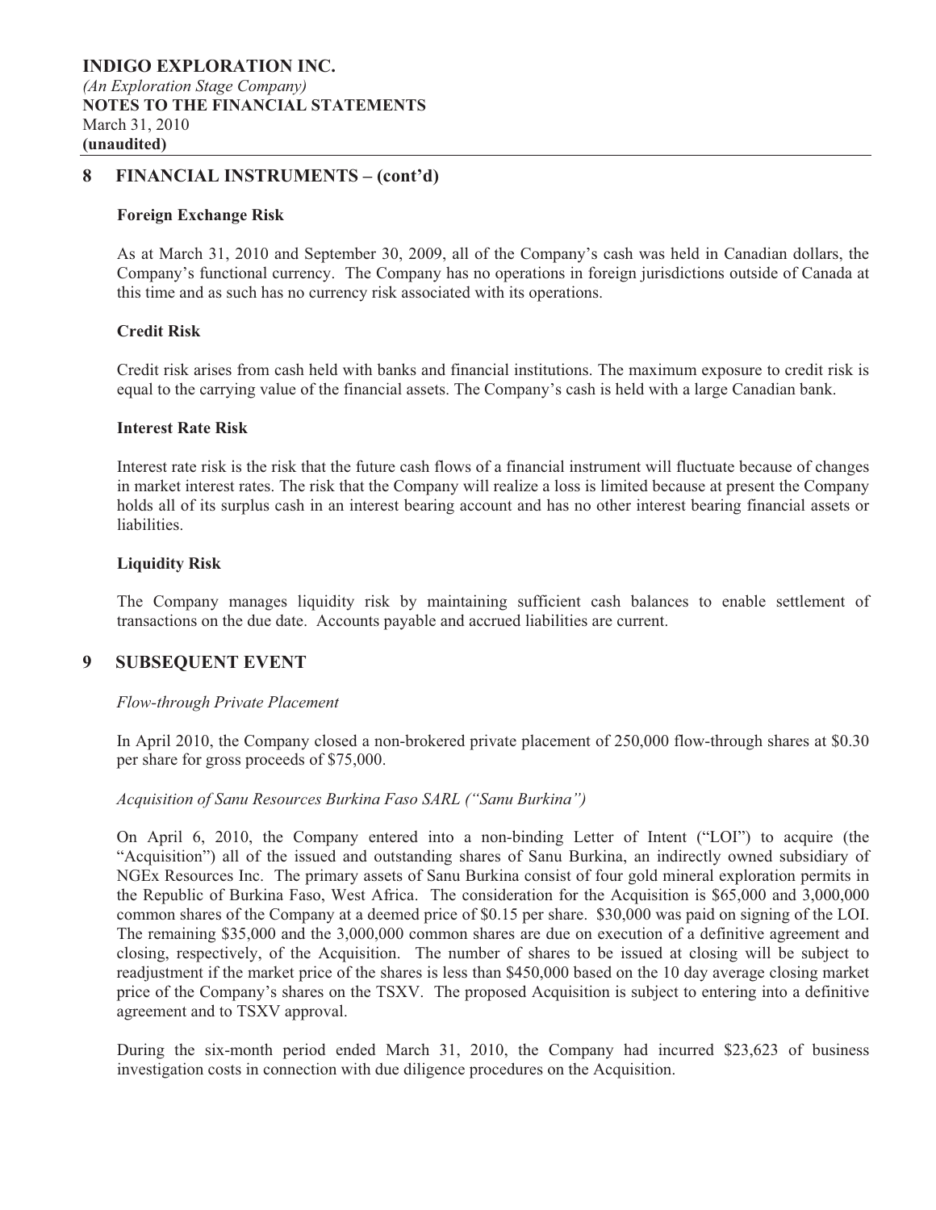## 8 FINANCIAL INSTRUMENTS – (cont'd)

### Foreign Exchange Risk

As at March 31, 2010 and September 30, 2009, all of the Company's cash was held in Canadian dollars, the Company's functional currency. The Company has no operations in foreign jurisdictions outside of Canada at this time and as such has no currency risk associated with its operations.

### Credit Risk

Credit risk arises from cash held with banks and financial institutions. The maximum exposure to credit risk is equal to the carrying value of the financial assets. The Company's cash is held with a large Canadian bank.

### Interest Rate Risk

Interest rate risk is the risk that the future cash flows of a financial instrument will fluctuate because of changes in market interest rates. The risk that the Company will realize a loss is limited because at present the Company holds all of its surplus cash in an interest bearing account and has no other interest bearing financial assets or liabilities.

### Liquidity Risk

The Company manages liquidity risk by maintaining sufficient cash balances to enable settlement of transactions on the due date. Accounts payable and accrued liabilities are current.

## 9 SUBSEQUENT EVENT

*Flow-through Private Placement*

In April 2010, the Company closed a non-brokered private placement of 250,000 flow-through shares at $0.30 per share for gross proceeds of $75,000.

*Acquisition of Sanu Resources Burkina Faso SARL ("Sanu Burkina")*

On April 6, 2010, the Company entered into a non-binding Letter of Intent ("LOI") to acquire (the "Acquisition") all of the issued and outstanding shares of Sanu Burkina, an indirectly owned subsidiary of NGEx Resources Inc. The primary assets of Sanu Burkina consist of four gold mineral exploration permits in the Republic of Burkina Faso, West Africa. The consideration for the Acquisition is $65,000 and 3,000,000 common shares of the Company at a deemed price of $0.15 per share. $30,000 was paid on signing of the LOI. The remaining $35,000 and the 3,000,000 common shares are due on execution of a definitive agreement and closing, respectively, of the Acquisition. The number of shares to be issued at closing will be subject to readjustment if the market price of the shares is less than $450,000 based on the 10 day average closing market price of the Company's shares on the TSXV. The proposed Acquisition is subject to entering into a definitive agreement and to TSXV approval.

During the six-month period ended March 31, 2010, the Company had incurred $23,623 of business investigation costs in connection with due diligence procedures on the Acquisition.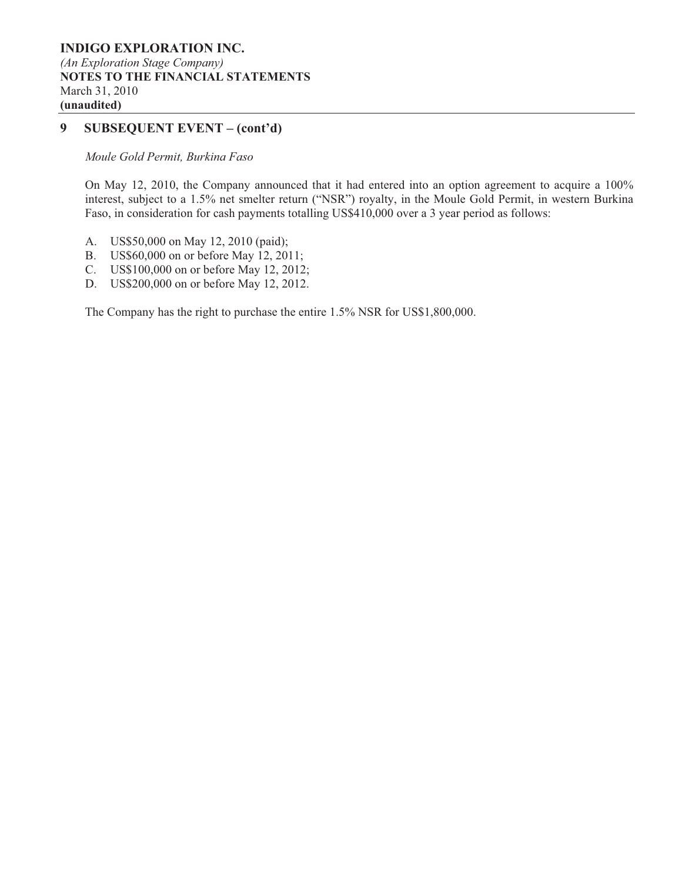## 9 SUBSEQUENT EVENT – (cont'd)

*Moule Gold Permit, Burkina Faso*

On May 12, 2010, the Company announced that it had entered into an option agreement to acquire a 100% interest, subject to a 1.5% net smelter return ("NSR") royalty, in the Moule Gold Permit, in western Burkina Faso, in consideration for cash payments totalling US$410,000 over a 3 year period as follows:

A. US$50,000 on May 12, 2010 (paid);
B. US$60,000 on or before May 12, 2011;
C. US$100,000 on or before May 12, 2012;
D. US$200,000 on or before May 12, 2012.

The Company has the right to purchase the entire 1.5% NSR for US$1,800,000.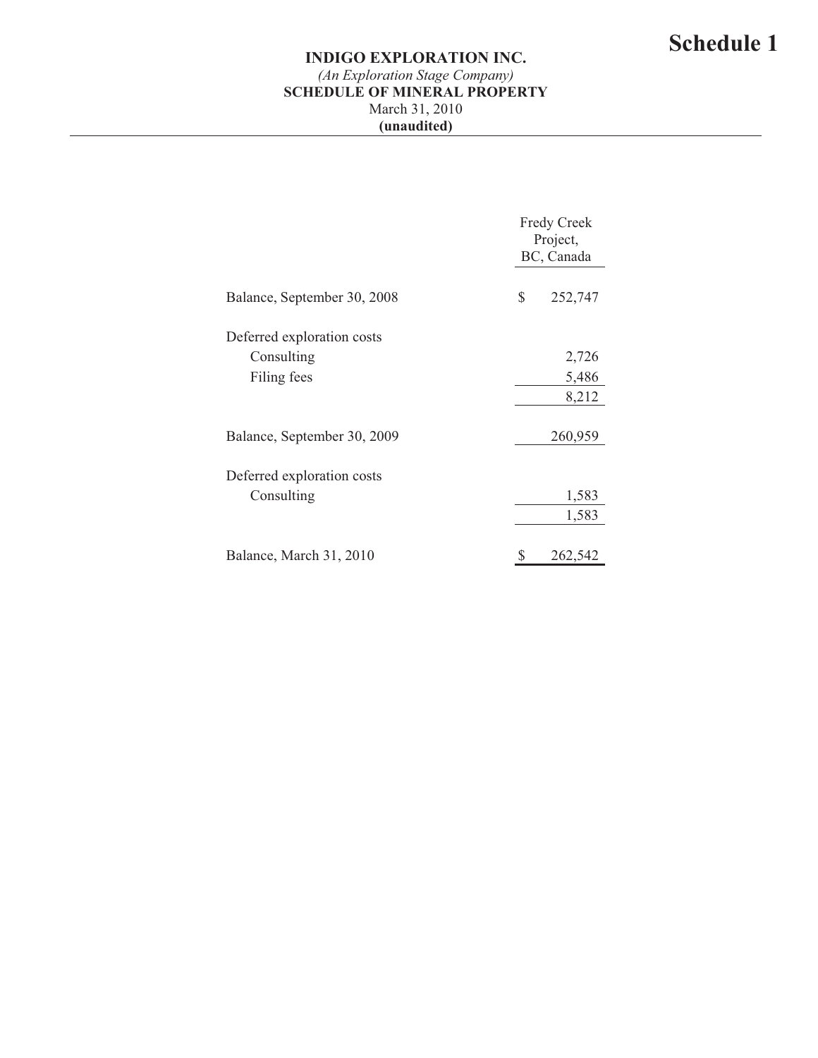**Schedule 1**

**INDIGO EXPLORATION INC.**

*(An Exploration Stage Company)*

**SCHEDULE OF MINERAL PROPERTY**

March 31, 2010

**(unaudited)**

| | Fredy Creek Project, BC, Canada |
|---|---|
| Balance, September 30, 2008 | $ 252,747 |
| Deferred exploration costs | |
| Consulting | 2,726 |
| Filing fees | 5,486 |
| | 8,212 |
| Balance, September 30, 2009 | 260,959 |
| Deferred exploration costs | |
| Consulting | 1,583 |
| | 1,583 |
| Balance, March 31, 2010 | $ 262,542 |